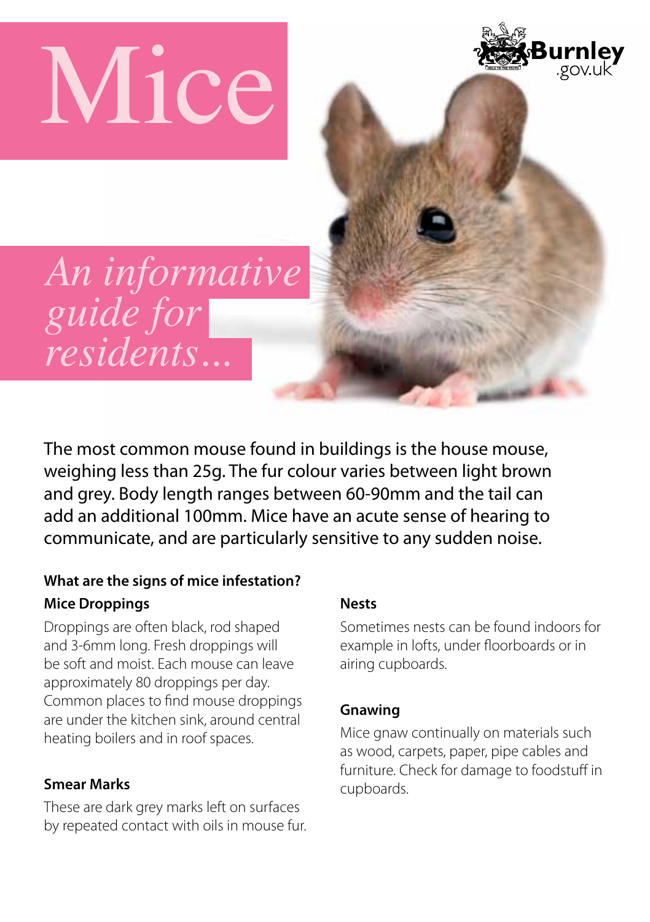# Mice

Burnley.gov.uk

*An informative guide for residents...*

The most common mouse found in buildings is the house mouse, weighing less than 25g. The fur colour varies between light brown and grey. Body length ranges between 60-90mm and the tail can add an additional 100mm. Mice have an acute sense of hearing to communicate, and are particularly sensitive to any sudden noise.

### What are the signs of mice infestation?

#### Mice Droppings

Droppings are often black, rod shaped and 3-6mm long. Fresh droppings will be soft and moist. Each mouse can leave approximately 80 droppings per day. Common places to find mouse droppings are under the kitchen sink, around central heating boilers and in roof spaces.

#### Smear Marks

These are dark grey marks left on surfaces by repeated contact with oils in mouse fur.

#### Nests

Sometimes nests can be found indoors for example in lofts, under floorboards or in airing cupboards.

#### Gnawing

Mice gnaw continually on materials such as wood, carpets, paper, pipe cables and furniture. Check for damage to foodstuff in cupboards.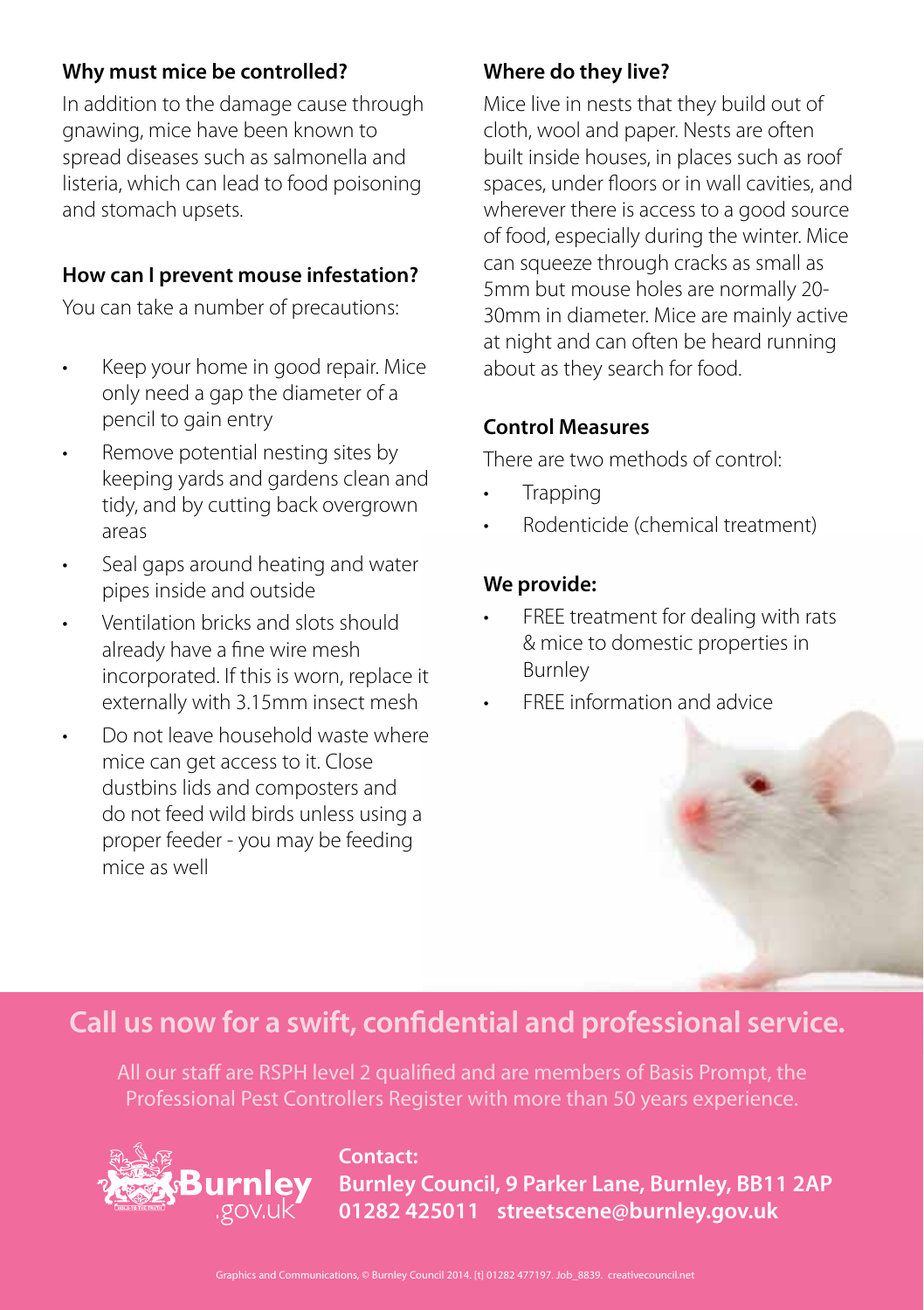### Why must mice be controlled?

In addition to the damage cause through gnawing, mice have been known to spread diseases such as salmonella and listeria, which can lead to food poisoning and stomach upsets.

### How can I prevent mouse infestation?

You can take a number of precautions:

- Keep your home in good repair. Mice only need a gap the diameter of a pencil to gain entry
- Remove potential nesting sites by keeping yards and gardens clean and tidy, and by cutting back overgrown areas
- Seal gaps around heating and water pipes inside and outside
- Ventilation bricks and slots should already have a fine wire mesh incorporated. If this is worn, replace it externally with 3.15mm insect mesh
- Do not leave household waste where mice can get access to it. Close dustbins lids and composters and do not feed wild birds unless using a proper feeder - you may be feeding mice as well

### Where do they live?

Mice live in nests that they build out of cloth, wool and paper. Nests are often built inside houses, in places such as roof spaces, under floors or in wall cavities, and wherever there is access to a good source of food, especially during the winter. Mice can squeeze through cracks as small as 5mm but mouse holes are normally 20-30mm in diameter. Mice are mainly active at night and can often be heard running about as they search for food.

### Control Measures

There are two methods of control:

- Trapping
- Rodenticide (chemical treatment)

### We provide:

- FREE treatment for dealing with rats & mice to domestic properties in Burnley
- FREE information and advice

## Call us now for a swift, confidential and professional service.

All our staff are RSPH level 2 qualified and are members of Basis Prompt, the Professional Pest Controllers Register with more than 50 years experience.

Burnley .gov.uk

**Contact:**
**Burnley Council, 9 Parker Lane, Burnley, BB11 2AP**
**01282 425011 streetscene@burnley.gov.uk**

Graphics and Communications, © Burnley Council 2014. [t] 01282 477197. Job_8839. creativecouncil.net